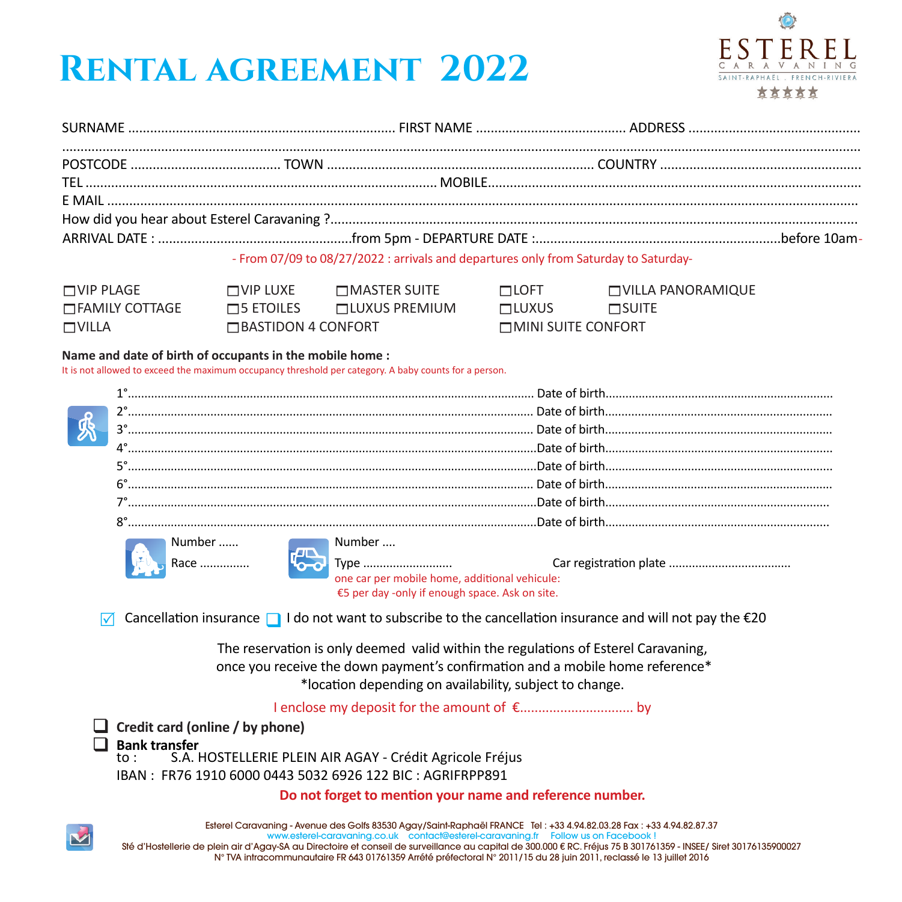# RENTAL AGREEMENT 2022

ESTEREL CARAVANING
SAINT-RAPHAËL . FRENCH-RIVIERA

SURNAME ........................................................................ FIRST NAME ......................................... ADDRESS ...............................................

...............................................................................................................................................................................................

POSTCODE ........................................ TOWN ........................................................................ COUNTRY .......................................................

TEL ................................................................................................ MOBILE.......................................................................................

E MAIL ...........................................................................................................................................................................................

How did you hear about Esterel Caravaning ?..............................................................................................................................

ARRIVAL DATE : ....................................................from 5pm - DEPARTURE DATE :.................................................................before 10am-

- From 07/09 to 08/27/2022 : arrivals and departures only from Saturday to Saturday-

- ☐ VIP PLAGE
- ☐ VIP LUXE
- ☐ MASTER SUITE
- ☐ LOFT
- ☐ VILLA PANORAMIQUE
- ☐ FAMILY COTTAGE
- ☐ 5 ETOILES
- ☐ LUXUS PREMIUM
- ☐ LUXUS
- ☐ SUITE
- ☐ VILLA
- ☐ BASTIDON 4 CONFORT
- ☐ MINI SUITE CONFORT

**Name and date of birth of occupants in the mobile home :**

It is not allowed to exceed the maximum occupancy threshold per category. A baby counts for a person.

1°............................................................................................................. Date of birth...................................................................

2°............................................................................................................. Date of birth...................................................................

3°............................................................................................................. Date of birth...................................................................

4°............................................................................................................. Date of birth...................................................................

5°............................................................................................................. Date of birth...................................................................

6°............................................................................................................. Date of birth...................................................................

7°............................................................................................................. Date of birth...................................................................

8°............................................................................................................. Date of birth...................................................................

Number ......
Race ...............

Number ....
Type ..........................     Car registration plate ....................................

one car per mobile home, additional vehicule:
€5 per day -only if enough space. Ask on site.

☑ Cancellation insurance ☐ I do not want to subscribe to the cancellation insurance and will not pay the €20

The reservation is only deemed valid within the regulations of Esterel Caravaning,
once you receive the down payment's confirmation and a mobile home reference*
*location depending on availability, subject to change.

I enclose my deposit for the amount of €.............................. by

- ☐ **Credit card (online / by phone)**
- ☐ **Bank transfer**
  to : S.A. HOSTELLERIE PLEIN AIR AGAY - Crédit Agricole Fréjus
  IBAN : FR76 1910 6000 0443 5032 6926 122 BIC : AGRIFRPP891

**Do not forget to mention your name and reference number.**

Esterel Caravaning - Avenue des Golfs 83530 Agay/Saint-Raphaël FRANCE Tel : +33 4.94.82.03.28 Fax : +33 4.94.82.87.37
www.esterel-caravaning.co.uk contact@esterel-caravaning.fr Follow us on Facebook !
Sté d'Hostellerie de plein air d'Agay-SA au Directoire et conseil de surveillance au capital de 300.000 € RC. Fréjus 75 B 301761359 - INSEE/ Siret 30176135900027
N° TVA intracommunautaire FR 643 01761359 Arrêté préfectoral N° 2011/15 du 28 juin 2011, reclassé le 13 juillet 2016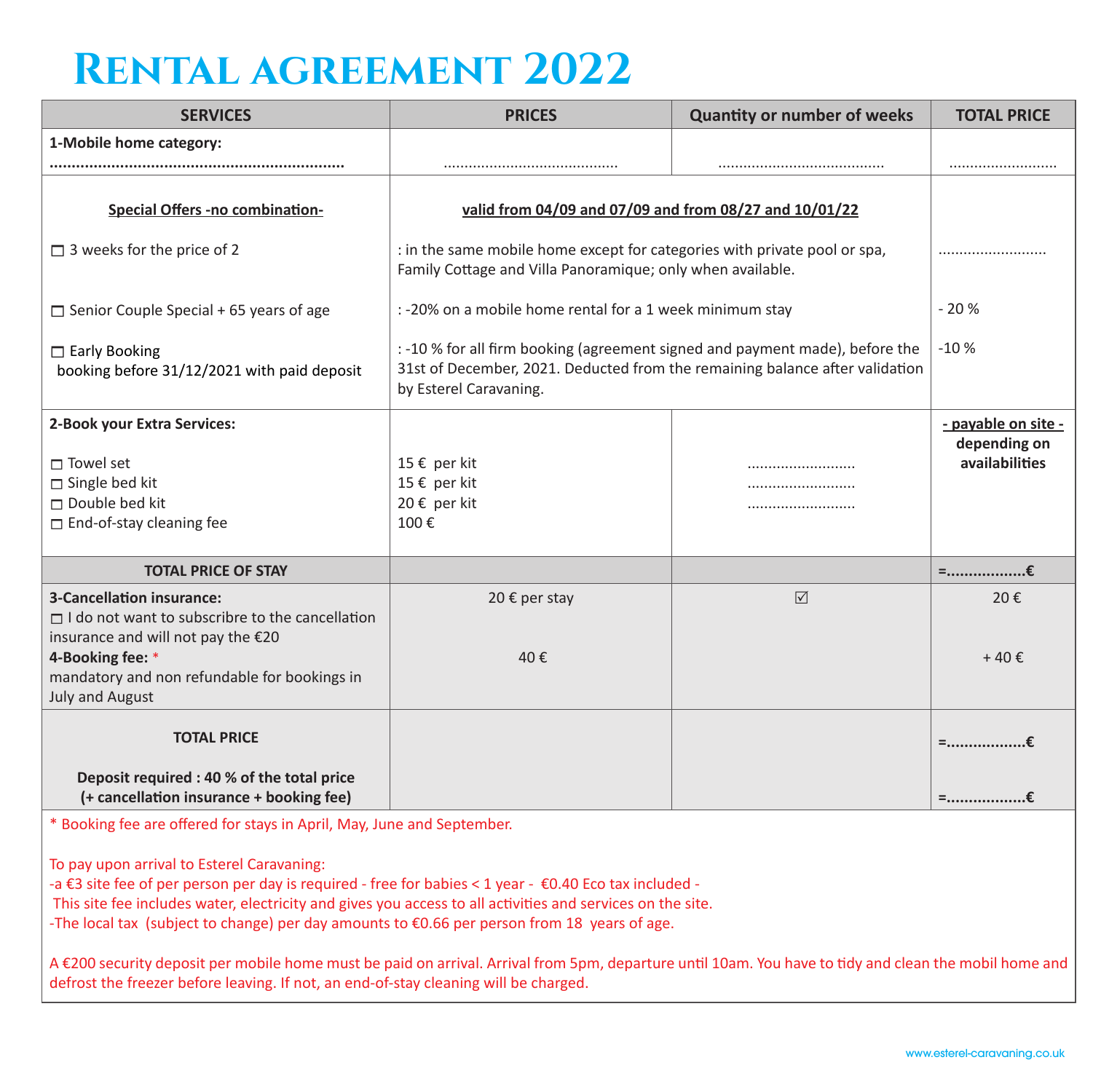# Rental agreement 2022

| SERVICES | PRICES | Quantity or number of weeks | TOTAL PRICE |
|---|---|---|---|
| **1-Mobile home category:** .................................................................. | ......................................... | ....................................... | ......................... |
| <u>**Special Offers -no combination-**</u> | <u>**valid from 04/09 and 07/09 and from 08/27 and 10/01/22**</u> | | |
| ☐ 3 weeks for the price of 2 | : in the same mobile home except for categories with private pool or spa, Family Cottage and Villa Panoramique; only when available. | | ......................... |
| ☐ Senior Couple Special + 65 years of age | : -20% on a mobile home rental for a 1 week minimum stay | | - 20 % |
| ☐ Early Booking booking before 31/12/2021 with paid deposit | : -10 % for all firm booking (agreement signed and payment made), before the 31st of December, 2021. Deducted from the remaining balance after validation by Esterel Caravaning. | | -10 % |
| **2-Book your Extra Services:** | | | <u>**- payable on site -**</u> **depending on availabilities** |
| ☐ Towel set | 15 € per kit | ......................... | |
| ☐ Single bed kit | 15 € per kit | ......................... | |
| ☐ Double bed kit | 20 € per kit | ......................... | |
| ☐ End-of-stay cleaning fee | 100 € | | |
| **TOTAL PRICE OF STAY** | | | **=.................€** |
| **3-Cancellation insurance:** ☐ I do not want to subscribre to the cancellation insurance and will not pay the €20 | 20 € per stay | ☑ | 20 € |
| **4-Booking fee:** * mandatory and non refundable for bookings in July and August | 40 € | | + 40 € |
| **TOTAL PRICE** | | | **=.................€** |
| **Deposit required : 40 % of the total price (+ cancellation insurance + booking fee)** | | | **=.................€** |

\* Booking fee are offered for stays in April, May, June and September.

To pay upon arrival to Esterel Caravaning:
-a €3 site fee of per person per day is required - free for babies < 1 year - €0.40 Eco tax included -
This site fee includes water, electricity and gives you access to all activities and services on the site.
-The local tax (subject to change) per day amounts to €0.66 per person from 18 years of age.

A €200 security deposit per mobile home must be paid on arrival. Arrival from 5pm, departure until 10am. You have to tidy and clean the mobil home and defrost the freezer before leaving. If not, an end-of-stay cleaning will be charged.

www.esterel-caravaning.co.uk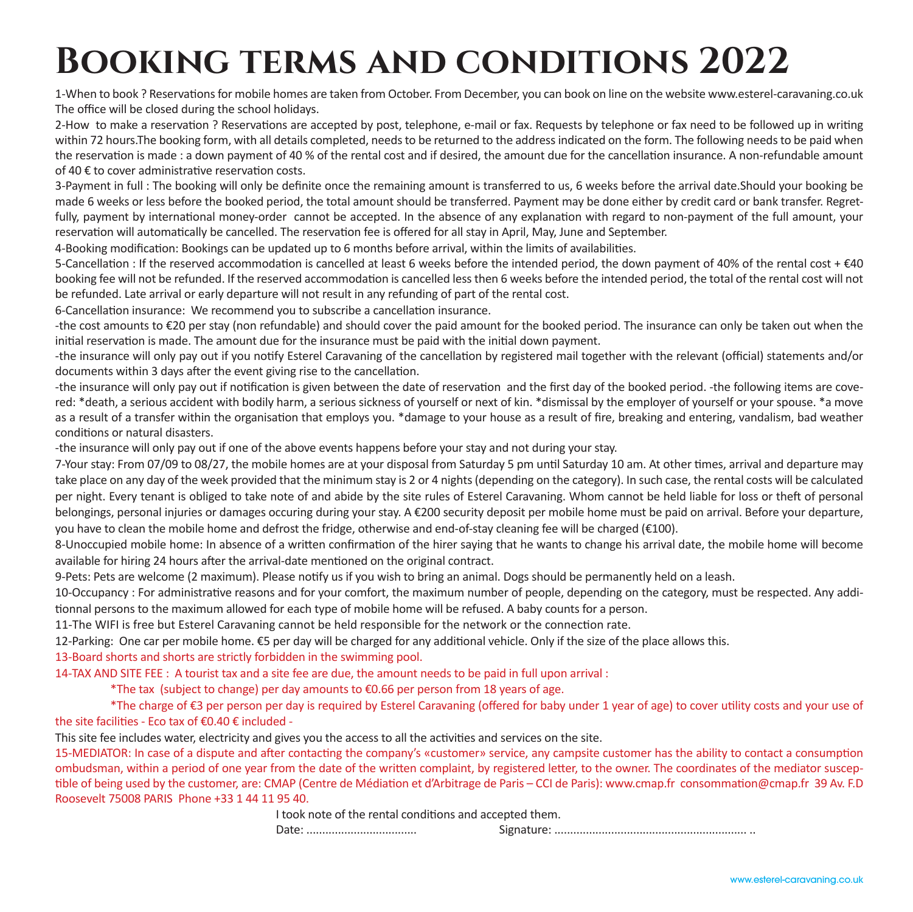# Booking terms and conditions 2022

1-When to book ? Reservations for mobile homes are taken from October. From December, you can book on line on the website www.esterel-caravaning.co.uk The office will be closed during the school holidays.

2-How to make a reservation ? Reservations are accepted by post, telephone, e-mail or fax. Requests by telephone or fax need to be followed up in writing within 72 hours.The booking form, with all details completed, needs to be returned to the address indicated on the form. The following needs to be paid when the reservation is made : a down payment of 40 % of the rental cost and if desired, the amount due for the cancellation insurance. A non-refundable amount of 40 € to cover administrative reservation costs.

3-Payment in full : The booking will only be definite once the remaining amount is transferred to us, 6 weeks before the arrival date.Should your booking be made 6 weeks or less before the booked period, the total amount should be transferred. Payment may be done either by credit card or bank transfer. Regretfully, payment by international money-order cannot be accepted. In the absence of any explanation with regard to non-payment of the full amount, your reservation will automatically be cancelled. The reservation fee is offered for all stay in April, May, June and September.

4-Booking modification: Bookings can be updated up to 6 months before arrival, within the limits of availabilities.

5-Cancellation : If the reserved accommodation is cancelled at least 6 weeks before the intended period, the down payment of 40% of the rental cost + €40 booking fee will not be refunded. If the reserved accommodation is cancelled less then 6 weeks before the intended period, the total of the rental cost will not be refunded. Late arrival or early departure will not result in any refunding of part of the rental cost.

6-Cancellation insurance: We recommend you to subscribe a cancellation insurance.

-the cost amounts to €20 per stay (non refundable) and should cover the paid amount for the booked period. The insurance can only be taken out when the initial reservation is made. The amount due for the insurance must be paid with the initial down payment.

-the insurance will only pay out if you notify Esterel Caravaning of the cancellation by registered mail together with the relevant (official) statements and/or documents within 3 days after the event giving rise to the cancellation.

-the insurance will only pay out if notification is given between the date of reservation and the first day of the booked period. -the following items are covered: *death, a serious accident with bodily harm, a serious sickness of yourself or next of kin. *dismissal by the employer of yourself or your spouse. *a move as a result of a transfer within the organisation that employs you. *damage to your house as a result of fire, breaking and entering, vandalism, bad weather conditions or natural disasters.

-the insurance will only pay out if one of the above events happens before your stay and not during your stay.

7-Your stay: From 07/09 to 08/27, the mobile homes are at your disposal from Saturday 5 pm until Saturday 10 am. At other times, arrival and departure may take place on any day of the week provided that the minimum stay is 2 or 4 nights (depending on the category). In such case, the rental costs will be calculated per night. Every tenant is obliged to take note of and abide by the site rules of Esterel Caravaning. Whom cannot be held liable for loss or theft of personal belongings, personal injuries or damages occuring during your stay. A €200 security deposit per mobile home must be paid on arrival. Before your departure, you have to clean the mobile home and defrost the fridge, otherwise and end-of-stay cleaning fee will be charged (€100).

8-Unoccupied mobile home: In absence of a written confirmation of the hirer saying that he wants to change his arrival date, the mobile home will become available for hiring 24 hours after the arrival-date mentioned on the original contract.

9-Pets: Pets are welcome (2 maximum). Please notify us if you wish to bring an animal. Dogs should be permanently held on a leash.

10-Occupancy : For administrative reasons and for your comfort, the maximum number of people, depending on the category, must be respected. Any additionnal persons to the maximum allowed for each type of mobile home will be refused. A baby counts for a person.

11-The WIFI is free but Esterel Caravaning cannot be held responsible for the network or the connection rate.

12-Parking: One car per mobile home. €5 per day will be charged for any additional vehicle. Only if the size of the place allows this.

13-Board shorts and shorts are strictly forbidden in the swimming pool.

14-TAX AND SITE FEE : A tourist tax and a site fee are due, the amount needs to be paid in full upon arrival :

*The tax (subject to change) per day amounts to €0.66 per person from 18 years of age.

*The charge of €3 per person per day is required by Esterel Caravaning (offered for baby under 1 year of age) to cover utility costs and your use of the site facilities - Eco tax of €0.40 € included -

This site fee includes water, electricity and gives you the access to all the activities and services on the site.

15-MEDIATOR: In case of a dispute and after contacting the company's «customer» service, any campsite customer has the ability to contact a consumption ombudsman, within a period of one year from the date of the written complaint, by registered letter, to the owner. The coordinates of the mediator susceptible of being used by the customer, are: CMAP (Centre de Médiation et d'Arbitrage de Paris – CCI de Paris): www.cmap.fr consommation@cmap.fr 39 Av. F.D Roosevelt 75008 PARIS Phone +33 1 44 11 95 40.

I took note of the rental conditions and accepted them.

Date: .................................. Signature: ............................................................ ..